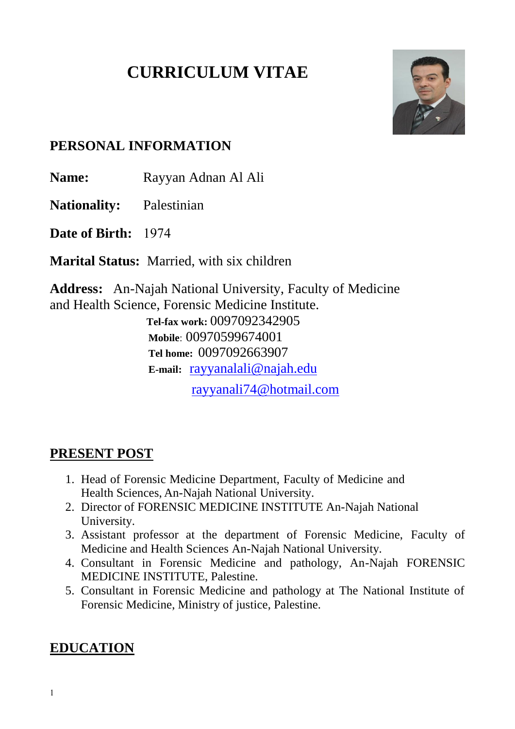# CURRICULUM VITAE

## PERSONAL INFORMATION

**Name:** Rayyan Adnan Al Ali

**Nationality:** Palestinian

**Date of Birth:** 1974

**Marital Status:** Married, with six children

**Address:** An-Najah National University, Faculty of Medicine and Health Science, Forensic Medicine Institute.

**Tel-fax work:** 0097092342905

**Mobile**: 00970599674001

**Tel home:** 0097092663907

**E-mail:** rayyanalali@najah.edu

rayyanali74@hotmail.com

## PRESENT POST

1. Head of Forensic Medicine Department, Faculty of Medicine and Health Sciences, An-Najah National University.
2. Director of FORENSIC MEDICINE INSTITUTE An-Najah National University.
3. Assistant professor at the department of Forensic Medicine, Faculty of Medicine and Health Sciences An-Najah National University.
4. Consultant in Forensic Medicine and pathology, An-Najah FORENSIC MEDICINE INSTITUTE, Palestine.
5. Consultant in Forensic Medicine and pathology at The National Institute of Forensic Medicine, Ministry of justice, Palestine.

## EDUCATION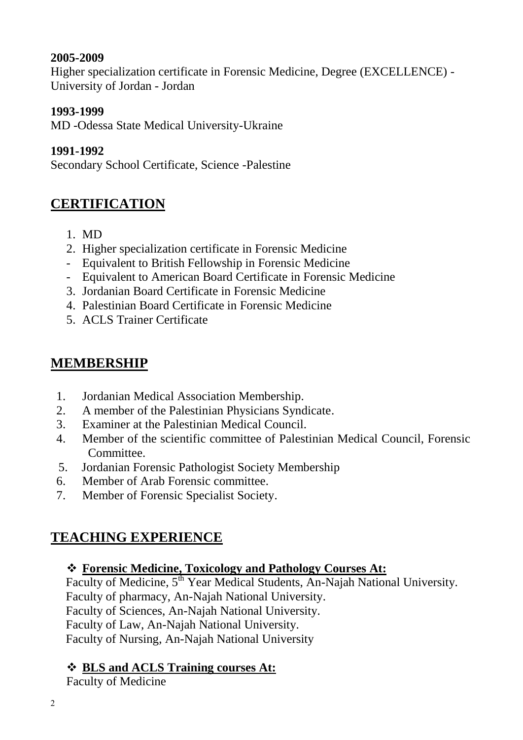**2005-2009**

Higher specialization certificate in Forensic Medicine, Degree (EXCELLENCE) - University of Jordan - Jordan

**1993-1999**

MD -Odessa State Medical University-Ukraine

**1991-1992**

Secondary School Certificate, Science -Palestine

## CERTIFICATION

1. MD
2. Higher specialization certificate in Forensic Medicine
   - Equivalent to British Fellowship in Forensic Medicine
   - Equivalent to American Board Certificate in Forensic Medicine
3. Jordanian Board Certificate in Forensic Medicine
4. Palestinian Board Certificate in Forensic Medicine
5. ACLS Trainer Certificate

## MEMBERSHIP

1. Jordanian Medical Association Membership.
2. A member of the Palestinian Physicians Syndicate.
3. Examiner at the Palestinian Medical Council.
4. Member of the scientific committee of Palestinian Medical Council, Forensic Committee.
5. Jordanian Forensic Pathologist Society Membership
6. Member of Arab Forensic committee.
7. Member of Forensic Specialist Society.

## TEACHING EXPERIENCE

- **Forensic Medicine, Toxicology and Pathology Courses At:**

  Faculty of Medicine, 5th Year Medical Students, An-Najah National University.
  Faculty of pharmacy, An-Najah National University.
  Faculty of Sciences, An-Najah National University.
  Faculty of Law, An-Najah National University.
  Faculty of Nursing, An-Najah National University

- **BLS and ACLS Training courses At:**

  Faculty of Medicine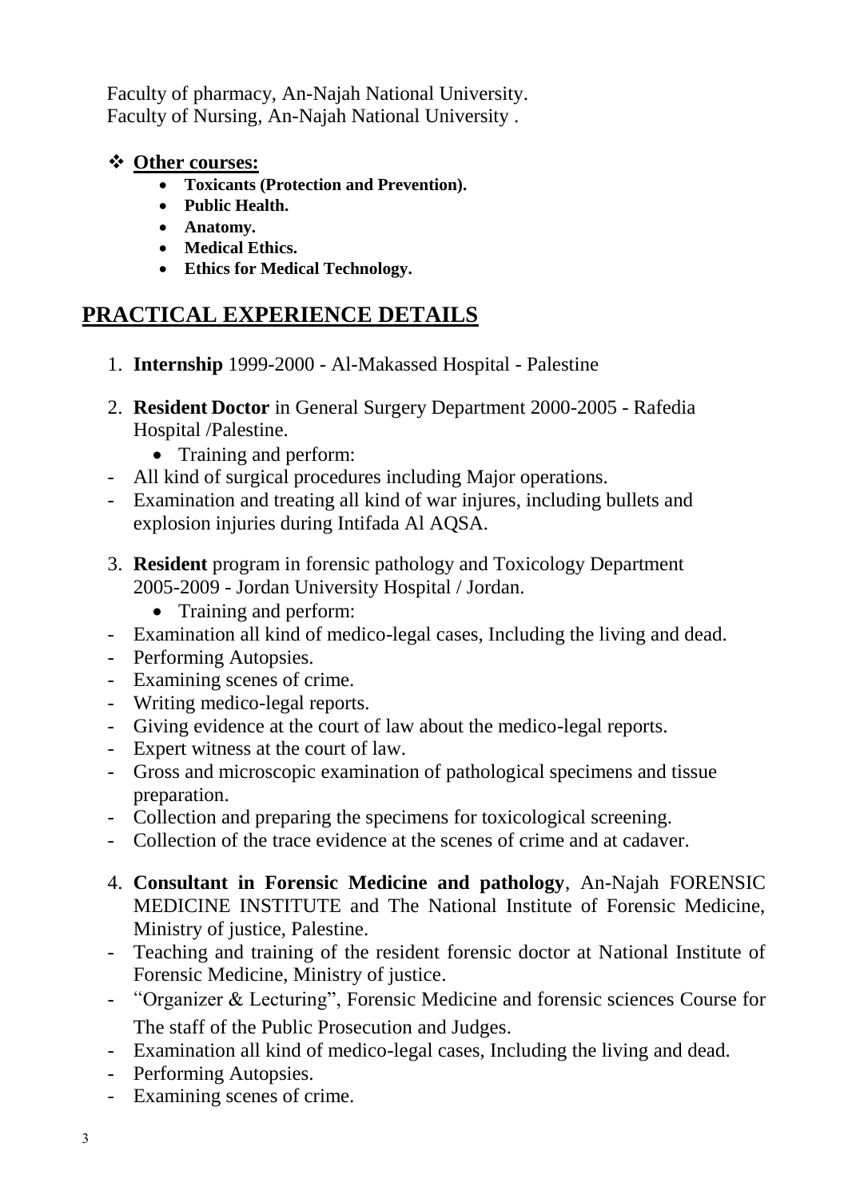Faculty of pharmacy, An-Najah National University.
Faculty of Nursing, An-Najah National University .

- **Other courses:**
  - **Toxicants (Protection and Prevention).**
  - **Public Health.**
  - **Anatomy.**
  - **Medical Ethics.**
  - **Ethics for Medical Technology.**

## PRACTICAL EXPERIENCE DETAILS

1. **Internship** 1999-2000 - Al-Makassed Hospital - Palestine

2. **Resident Doctor** in General Surgery Department 2000-2005 - Rafedia Hospital /Palestine.
   - Training and perform:

- All kind of surgical procedures including Major operations.
- Examination and treating all kind of war injures, including bullets and explosion injuries during Intifada Al AQSA.

3. **Resident** program in forensic pathology and Toxicology Department 2005-2009 - Jordan University Hospital / Jordan.
   - Training and perform:

- Examination all kind of medico-legal cases, Including the living and dead.
- Performing Autopsies.
- Examining scenes of crime.
- Writing medico-legal reports.
- Giving evidence at the court of law about the medico-legal reports.
- Expert witness at the court of law.
- Gross and microscopic examination of pathological specimens and tissue preparation.
- Collection and preparing the specimens for toxicological screening.
- Collection of the trace evidence at the scenes of crime and at cadaver.

4. **Consultant in Forensic Medicine and pathology**, An-Najah FORENSIC MEDICINE INSTITUTE and The National Institute of Forensic Medicine, Ministry of justice, Palestine.

- Teaching and training of the resident forensic doctor at National Institute of Forensic Medicine, Ministry of justice.
- "Organizer & Lecturing", Forensic Medicine and forensic sciences Course for The staff of the Public Prosecution and Judges.
- Examination all kind of medico-legal cases, Including the living and dead.
- Performing Autopsies.
- Examining scenes of crime.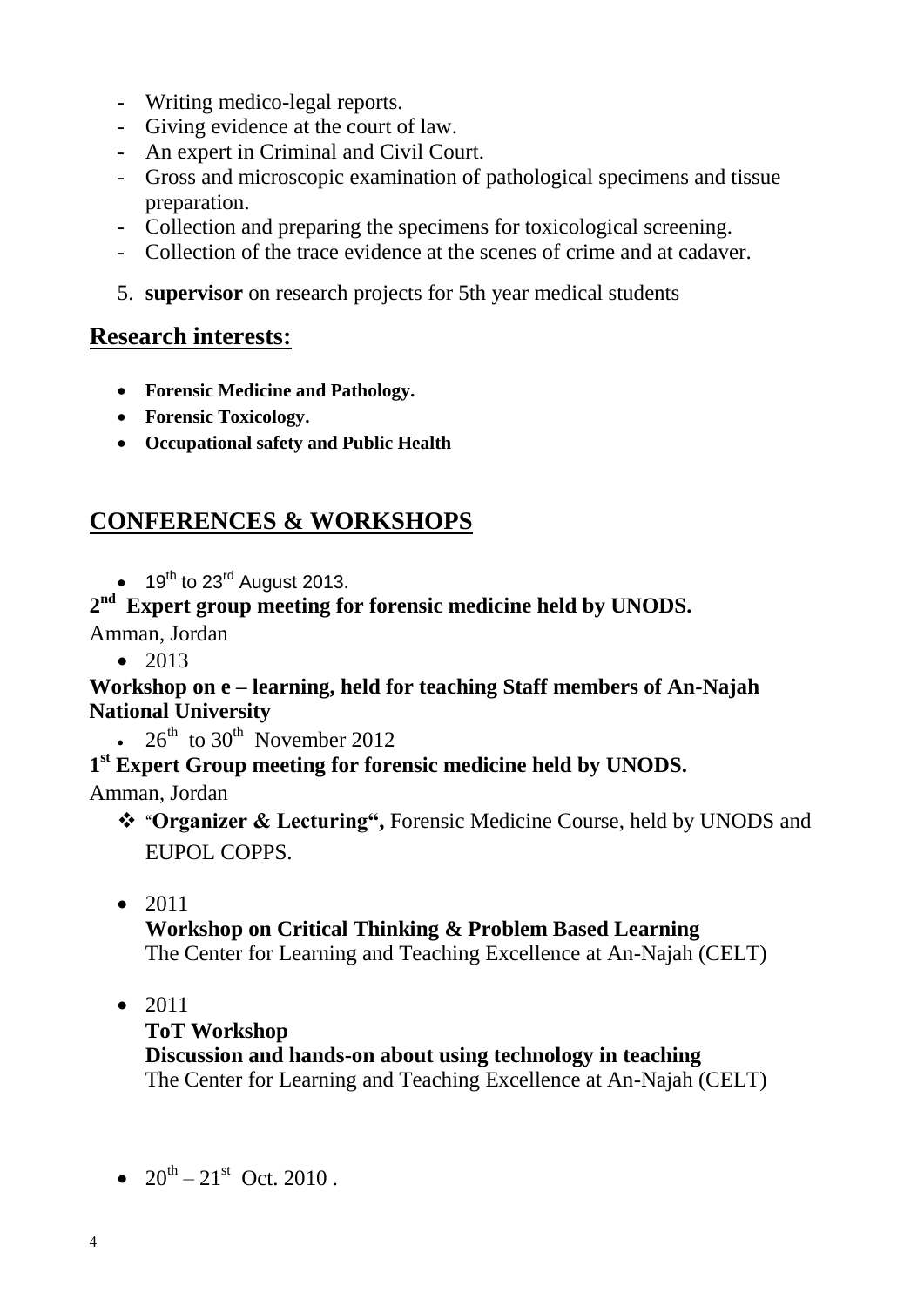- Writing medico-legal reports.
- Giving evidence at the court of law.
- An expert in Criminal and Civil Court.
- Gross and microscopic examination of pathological specimens and tissue preparation.
- Collection and preparing the specimens for toxicological screening.
- Collection of the trace evidence at the scenes of crime and at cadaver.

5. **supervisor** on research projects for 5th year medical students

## Research interests:

- **Forensic Medicine and Pathology.**
- **Forensic Toxicology.**
- **Occupational safety and Public Health**

## CONFERENCES & WORKSHOPS

- 19th to 23rd August 2013.

**2nd Expert group meeting for forensic medicine held by UNODS.**
Amman, Jordan

- 2013

**Workshop on e – learning, held for teaching Staff members of An-Najah National University**

- 26th to 30th November 2012

**1st Expert Group meeting for forensic medicine held by UNODS.**
Amman, Jordan

- "**Organizer & Lecturing",** Forensic Medicine Course, held by UNODS and EUPOL COPPS.

- 2011
  **Workshop on Critical Thinking & Problem Based Learning**
  The Center for Learning and Teaching Excellence at An-Najah (CELT)

- 2011
  **ToT Workshop**
  **Discussion and hands-on about using technology in teaching**
  The Center for Learning and Teaching Excellence at An-Najah (CELT)

- 20th – 21st Oct. 2010 .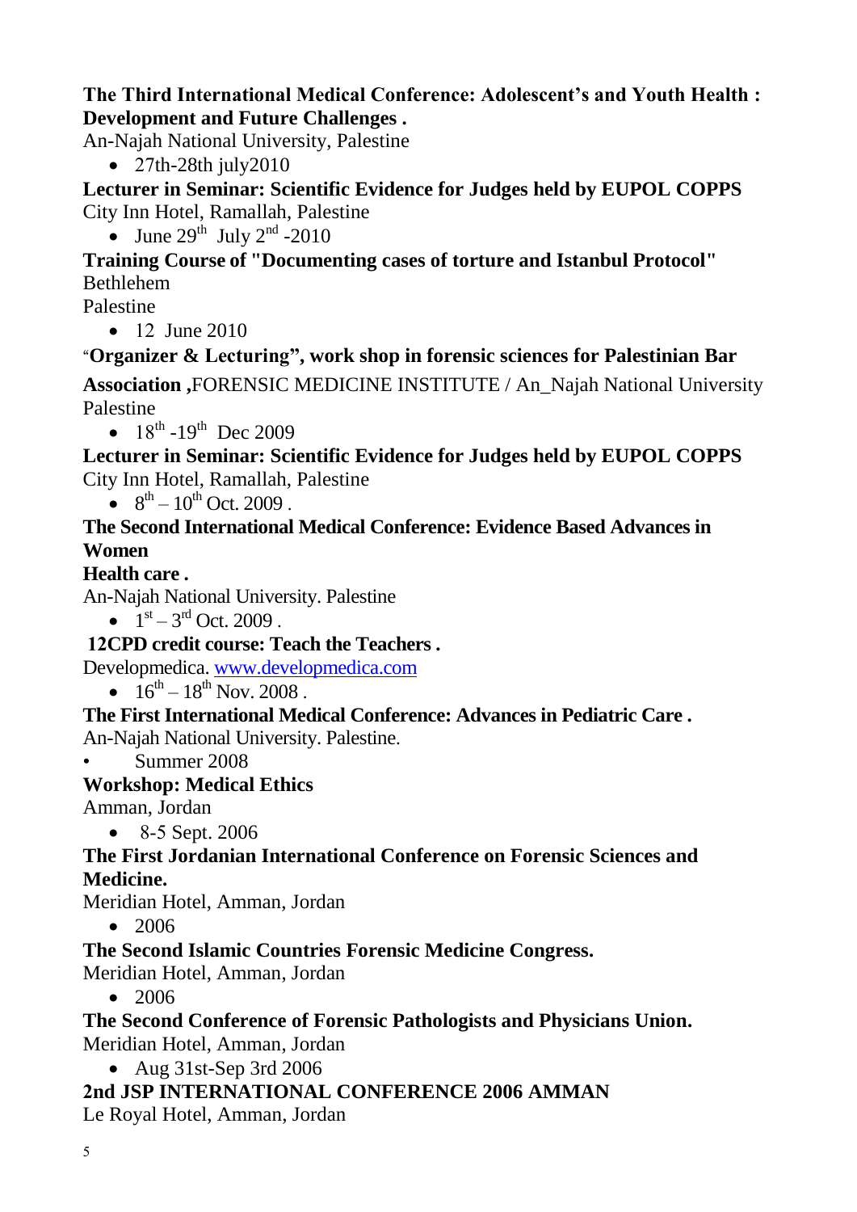**The Third International Medical Conference: Adolescent's and Youth Health : Development and Future Challenges .**
An-Najah National University, Palestine

- 27th-28th july2010

**Lecturer in Seminar: Scientific Evidence for Judges held by EUPOL COPPS**
City Inn Hotel, Ramallah, Palestine

- June 29th July 2nd -2010

**Training Course of "Documenting cases of torture and Istanbul Protocol"**
Bethlehem
Palestine

- 12 June 2010

"**Organizer & Lecturing", work shop in forensic sciences for Palestinian Bar Association ,**FORENSIC MEDICINE INSTITUTE / An_Najah National University Palestine

- 18th -19th Dec 2009

**Lecturer in Seminar: Scientific Evidence for Judges held by EUPOL COPPS**
City Inn Hotel, Ramallah, Palestine

- 8th – 10th Oct. 2009 .

**The Second International Medical Conference: Evidence Based Advances in Women**
**Health care .**
An-Najah National University. Palestine

- 1st – 3rd Oct. 2009 .

**12CPD credit course: Teach the Teachers .**
Developmedica. www.developmedica.com

- 16th – 18th Nov. 2008 .

**The First International Medical Conference: Advances in Pediatric Care .**
An-Najah National University. Palestine.

- Summer 2008

**Workshop: Medical Ethics**
Amman, Jordan

- 8-5 Sept. 2006

**The First Jordanian International Conference on Forensic Sciences and Medicine.**
Meridian Hotel, Amman, Jordan

- 2006

**The Second Islamic Countries Forensic Medicine Congress.**
Meridian Hotel, Amman, Jordan

- 2006

**The Second Conference of Forensic Pathologists and Physicians Union.**
Meridian Hotel, Amman, Jordan

- Aug 31st-Sep 3rd 2006

**2nd JSP INTERNATIONAL CONFERENCE 2006 AMMAN**
Le Royal Hotel, Amman, Jordan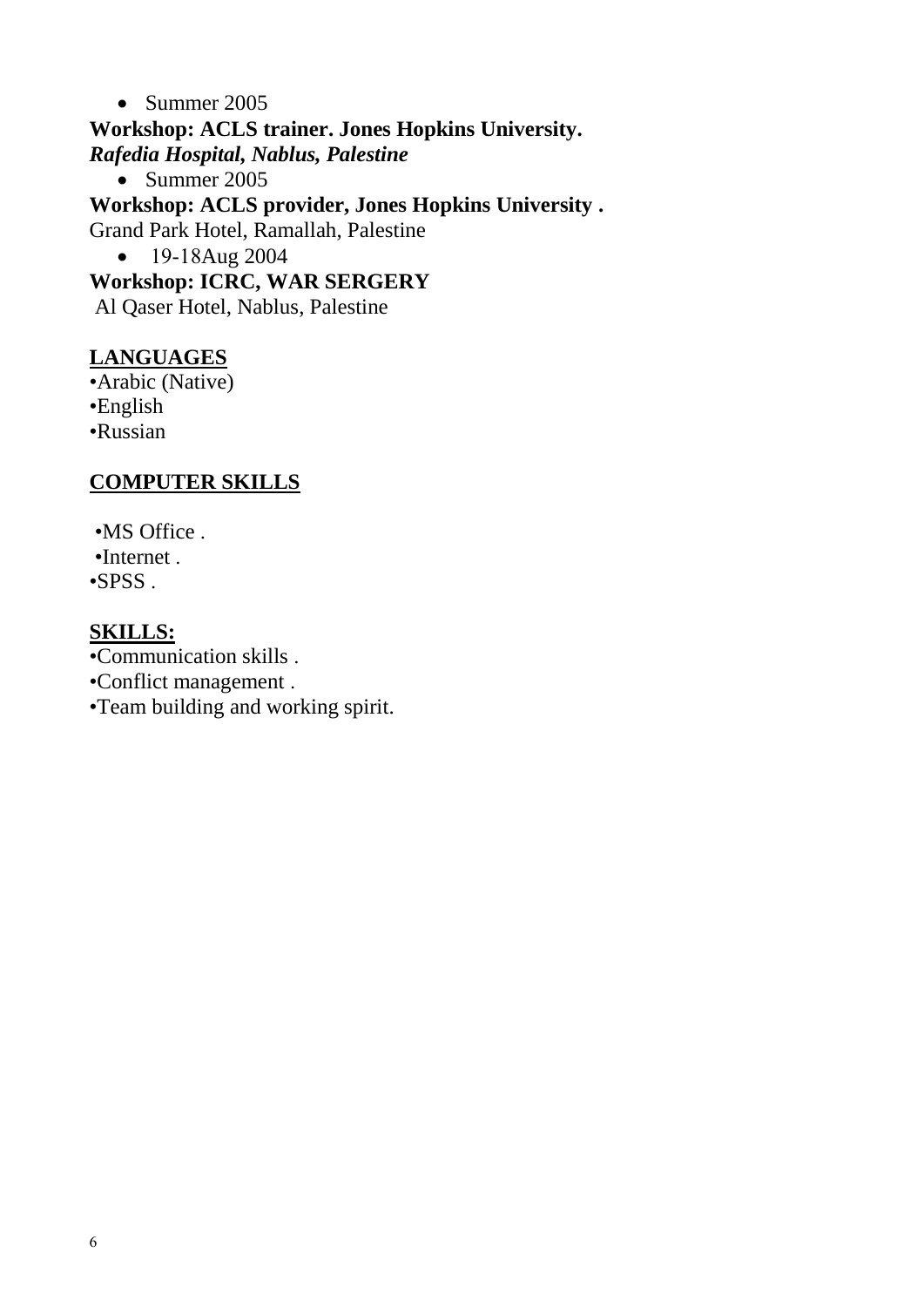- Summer 2005

**Workshop: ACLS trainer. Jones Hopkins University.**
***Rafedia Hospital, Nablus, Palestine***

- Summer 2005

**Workshop: ACLS provider, Jones Hopkins University .**
Grand Park Hotel, Ramallah, Palestine

- 19-18Aug 2004

**Workshop: ICRC, WAR SERGERY**
Al Qaser Hotel, Nablus, Palestine

## LANGUAGES

•Arabic (Native)
•English
•Russian

## COMPUTER SKILLS

•MS Office .
•Internet .
•SPSS .

## SKILLS:

•Communication skills .
•Conflict management .
•Team building and working spirit.